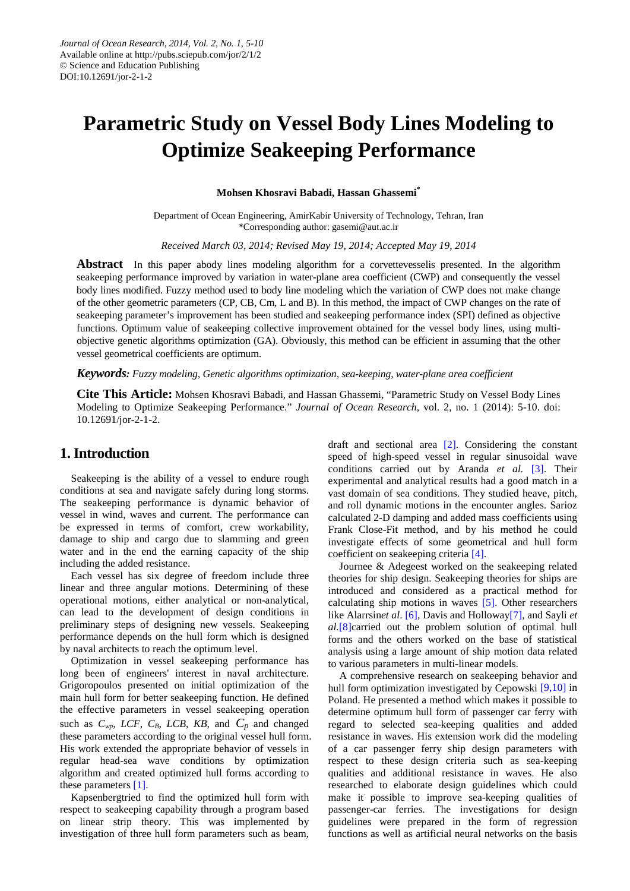Journal of Ocean Research, 2014, Vol. 2, No. 1, 5-10
Available online at http://pubs.sciepub.com/jor/2/1/2
© Science and Education Publishing
DOI:10.12691/jor-2-1-2

# Parametric Study on Vessel Body Lines Modeling to Optimize Seakeeping Performance

**Mohsen Khosravi Babadi, Hassan Ghassemi***

Department of Ocean Engineering, AmirKabir University of Technology, Tehran, Iran
*Corresponding author: gasemi@aut.ac.ir

*Received March 03, 2014; Revised May 19, 2014; Accepted May 19, 2014*

**Abstract** In this paper abody lines modeling algorithm for a corvettevesselis presented. In the algorithm seakeeping performance improved by variation in water-plane area coefficient (CWP) and consequently the vessel body lines modified. Fuzzy method used to body line modeling which the variation of CWP does not make change of the other geometric parameters (CP, CB, Cm, L and B). In this method, the impact of CWP changes on the rate of seakeeping parameter's improvement has been studied and seakeeping performance index (SPI) defined as objective functions. Optimum value of seakeeping collective improvement obtained for the vessel body lines, using multi-objective genetic algorithms optimization (GA). Obviously, this method can be efficient in assuming that the other vessel geometrical coefficients are optimum.

***Keywords:*** *Fuzzy modeling, Genetic algorithms optimization, sea-keeping, water-plane area coefficient*

**Cite This Article:** Mohsen Khosravi Babadi, and Hassan Ghassemi, "Parametric Study on Vessel Body Lines Modeling to Optimize Seakeeping Performance." *Journal of Ocean Research*, vol. 2, no. 1 (2014): 5-10. doi: 10.12691/jor-2-1-2.

## 1. Introduction

Seakeeping is the ability of a vessel to endure rough conditions at sea and navigate safely during long storms. The seakeeping performance is dynamic behavior of vessel in wind, waves and current. The performance can be expressed in terms of comfort, crew workability, damage to ship and cargo due to slamming and green water and in the end the earning capacity of the ship including the added resistance.

Each vessel has six degree of freedom include three linear and three angular motions. Determining of these operational motions, either analytical or non-analytical, can lead to the development of design conditions in preliminary steps of designing new vessels. Seakeeping performance depends on the hull form which is designed by naval architects to reach the optimum level.

Optimization in vessel seakeeping performance has long been of engineers' interest in naval architecture. Grigoropoulos presented on initial optimization of the main hull form for better seakeeping function. He defined the effective parameters in vessel seakeeping operation such as $C_{wp}$, *LCF*, $C_B$, *LCB*, *KB*, and $C_p$ and changed these parameters according to the original vessel hull form. His work extended the appropriate behavior of vessels in regular head-sea wave conditions by optimization algorithm and created optimized hull forms according to these parameters [1].

Kapsenbergtried to find the optimized hull form with respect to seakeeping capability through a program based on linear strip theory. This was implemented by investigation of three hull form parameters such as beam, draft and sectional area [2]. Considering the constant speed of high-speed vessel in regular sinusoidal wave conditions carried out by Aranda *et al.* [3]. Their experimental and analytical results had a good match in a vast domain of sea conditions. They studied heave, pitch, and roll dynamic motions in the encounter angles. Sarioz calculated 2-D damping and added mass coefficients using Frank Close-Fit method, and by his method he could investigate effects of some geometrical and hull form coefficient on seakeeping criteria [4].

Journee & Adegeest worked on the seakeeping related theories for ship design. Seakeeping theories for ships are introduced and considered as a practical method for calculating ship motions in waves [5]. Other researchers like Alarrsin*et al*. [6], Davis and Holloway[7], and Sayli *et al*.[8]carried out the problem solution of optimal hull forms and the others worked on the base of statistical analysis using a large amount of ship motion data related to various parameters in multi-linear models.

A comprehensive research on seakeeping behavior and hull form optimization investigated by Cepowski [9,10] in Poland. He presented a method which makes it possible to determine optimum hull form of passenger car ferry with regard to selected sea-keeping qualities and added resistance in waves. His extension work did the modeling of a car passenger ferry ship design parameters with respect to these design criteria such as sea-keeping qualities and additional resistance in waves. He also researched to elaborate design guidelines which could make it possible to improve sea-keeping qualities of passenger-car ferries. The investigations for design guidelines were prepared in the form of regression functions as well as artificial neural networks on the basis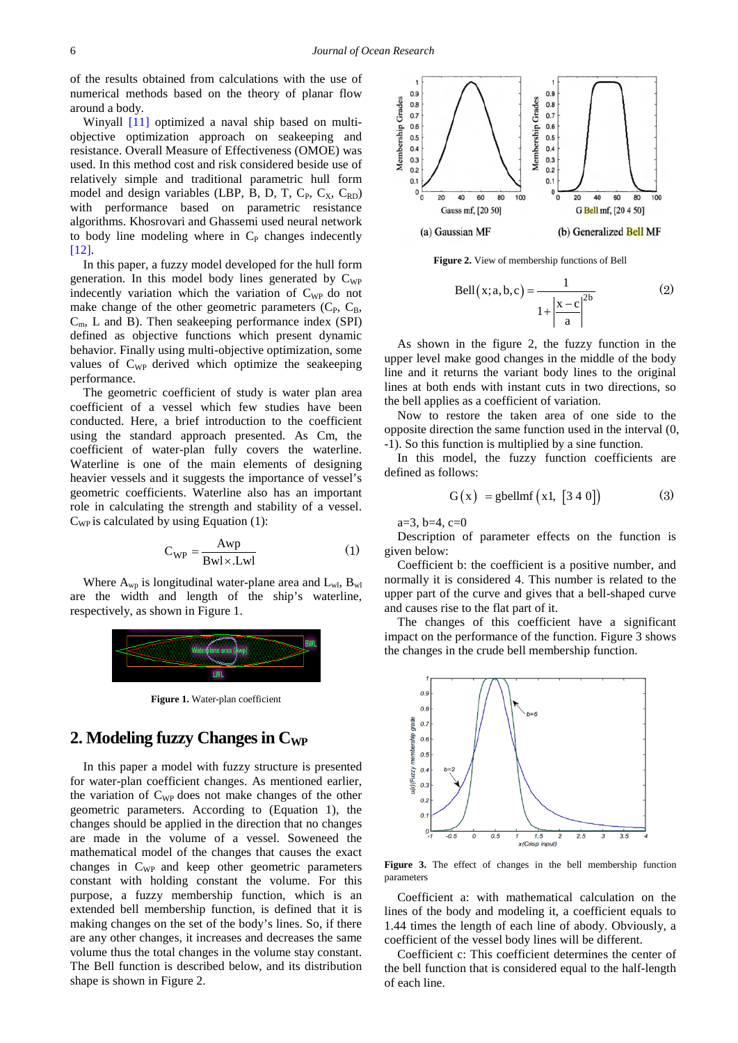of the results obtained from calculations with the use of numerical methods based on the theory of planar flow around a body.

Winyall [11] optimized a naval ship based on multi-objective optimization approach on seakeeping and resistance. Overall Measure of Effectiveness (OMOE) was used. In this method cost and risk considered beside use of relatively simple and traditional parametric hull form model and design variables (LBP, B, D, T, $C_P$, $C_X$, $C_{RD}$) with performance based on parametric resistance algorithms. Khosrovari and Ghassemi used neural network to body line modeling where in $C_P$ changes indecently [12].

In this paper, a fuzzy model developed for the hull form generation. In this model body lines generated by $C_{WP}$ indecently variation which the variation of $C_{WP}$ do not make change of the other geometric parameters ($C_P$, $C_B$, $C_m$, L and B). Then seakeeping performance index (SPI) defined as objective functions which present dynamic behavior. Finally using multi-objective optimization, some values of $C_{WP}$ derived which optimize the seakeeping performance.

The geometric coefficient of study is water plan area coefficient of a vessel which few studies have been conducted. Here, a brief introduction to the coefficient using the standard approach presented. As Cm, the coefficient of water-plan fully covers the waterline. Waterline is one of the main elements of designing heavier vessels and it suggests the importance of vessel's geometric coefficients. Waterline also has an important role in calculating the strength and stability of a vessel. $C_{WP}$ is calculated by using Equation (1):

$$C_{WP} = \frac{Awp}{Bwl \times .Lwl} \quad (1)$$

Where $A_{wp}$ is longitudinal water-plane area and $L_{wl}$, $B_{wl}$ are the width and length of the ship's waterline, respectively, as shown in Figure 1.

**Figure 1.** Water-plan coefficient

## 2. Modeling fuzzy Changes in $C_{WP}$

In this paper a model with fuzzy structure is presented for water-plan coefficient changes. As mentioned earlier, the variation of $C_{WP}$ does not make changes of the other geometric parameters. According to (Equation 1), the changes should be applied in the direction that no changes are made in the volume of a vessel. Soweneed the mathematical model of the changes that causes the exact changes in $C_{WP}$ and keep other geometric parameters constant with holding constant the volume. For this purpose, a fuzzy membership function, which is an extended bell membership function, is defined that it is making changes on the set of the body's lines. So, if there are any other changes, it increases and decreases the same volume thus the total changes in the volume stay constant. The Bell function is described below, and its distribution shape is shown in Figure 2.

**Figure 2.** View of membership functions of Bell

$$\text{Bell}(x;a,b,c) = \frac{1}{1+\left|\frac{x-c}{a}\right|^{2b}} \quad (2)$$

As shown in the figure 2, the fuzzy function in the upper level make good changes in the middle of the body line and it returns the variant body lines to the original lines at both ends with instant cuts in two directions, so the bell applies as a coefficient of variation.

Now to restore the taken area of one side to the opposite direction the same function used in the interval (0, -1). So this function is multiplied by a sine function.

In this model, the fuzzy function coefficients are defined as follows:

$$G(x) = \text{gbellmf}\left(x1,\ [3\ 4\ 0]\right) \quad (3)$$

a=3, b=4, c=0

Description of parameter effects on the function is given below:

Coefficient b: the coefficient is a positive number, and normally it is considered 4. This number is related to the upper part of the curve and gives that a bell-shaped curve and causes rise to the flat part of it.

The changes of this coefficient have a significant impact on the performance of the function. Figure 3 shows the changes in the crude bell membership function.

**Figure 3.** The effect of changes in the bell membership function parameters

Coefficient a: with mathematical calculation on the lines of the body and modeling it, a coefficient equals to 1.44 times the length of each line of abody. Obviously, a coefficient of the vessel body lines will be different.

Coefficient c: This coefficient determines the center of the bell function that is considered equal to the half-length of each line.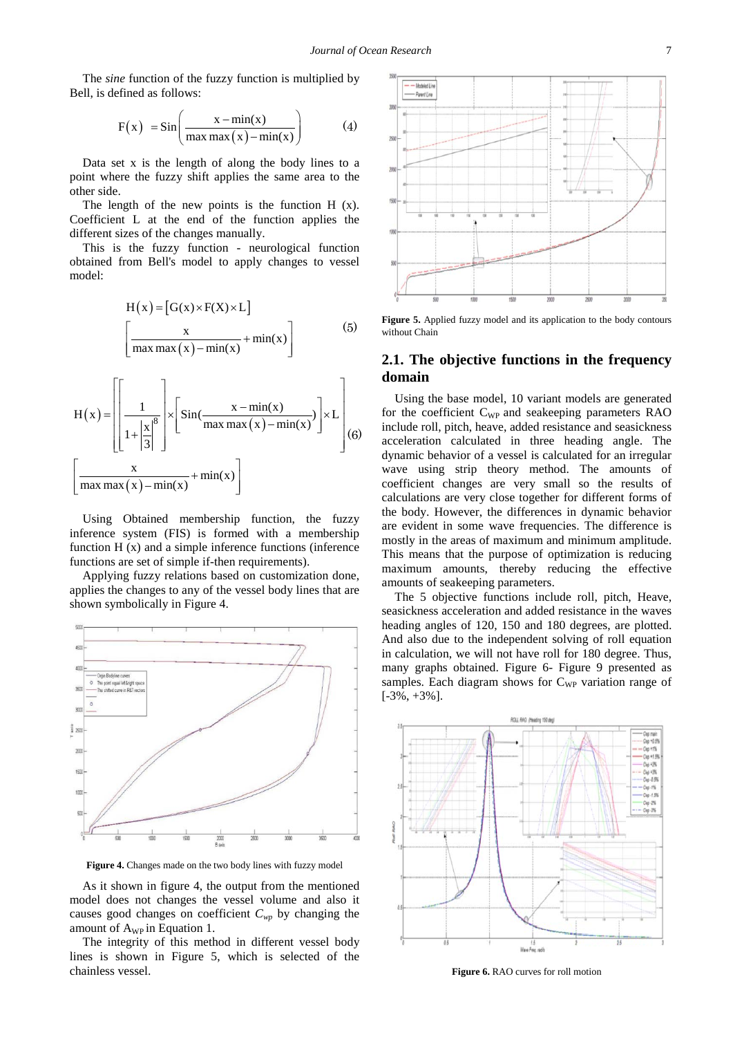The *sine* function of the fuzzy function is multiplied by Bell, is defined as follows:

$$F(x) = \mathrm{Sin}\left(\frac{x - \min(x)}{\max\max(x) - \min(x)}\right) \quad (4)$$

Data set x is the length of along the body lines to a point where the fuzzy shift applies the same area to the other side.

The length of the new points is the function H (x). Coefficient L at the end of the function applies the different sizes of the changes manually.

This is the fuzzy function - neurological function obtained from Bell's model to apply changes to vessel model:

$$H(x) = \left[G(x) \times F(X) \times L\right] \left[\frac{x}{\max\max(x) - \min(x)} + \min(x)\right] \quad (5)$$

$$H(x) = \left[\left[\frac{1}{1 + \left|\frac{x}{3}\right|^{8}}\right] \times \left[\mathrm{Sin}\left(\frac{x - \min(x)}{\max\max(x) - \min(x)}\right)\right] \times L\right] \left[\frac{x}{\max\max(x) - \min(x)} + \min(x)\right] \quad (6)$$

Using Obtained membership function, the fuzzy inference system (FIS) is formed with a membership function H (x) and a simple inference functions (inference functions are set of simple if-then requirements).

Applying fuzzy relations based on customization done, applies the changes to any of the vessel body lines that are shown symbolically in Figure 4.

**Figure 4.** Changes made on the two body lines with fuzzy model

As it shown in figure 4, the output from the mentioned model does not changes the vessel volume and also it causes good changes on coefficient $C_{wp}$ by changing the amount of $A_{WP}$ in Equation 1.

The integrity of this method in different vessel body lines is shown in Figure 5, which is selected of the chainless vessel.

**Figure 5.** Applied fuzzy model and its application to the body contours without Chain

## 2.1. The objective functions in the frequency domain

Using the base model, 10 variant models are generated for the coefficient $C_{WP}$ and seakeeping parameters RAO include roll, pitch, heave, added resistance and seasickness acceleration calculated in three heading angle. The dynamic behavior of a vessel is calculated for an irregular wave using strip theory method. The amounts of coefficient changes are very small so the results of calculations are very close together for different forms of the body. However, the differences in dynamic behavior are evident in some wave frequencies. The difference is mostly in the areas of maximum and minimum amplitude. This means that the purpose of optimization is reducing maximum amounts, thereby reducing the effective amounts of seakeeping parameters.

The 5 objective functions include roll, pitch, Heave, seasickness acceleration and added resistance in the waves heading angles of 120, 150 and 180 degrees, are plotted. And also due to the independent solving of roll equation in calculation, we will not have roll for 180 degree. Thus, many graphs obtained. Figure 6- Figure 9 presented as samples. Each diagram shows for $C_{WP}$ variation range of [-3%, +3%].

**Figure 6.** RAO curves for roll motion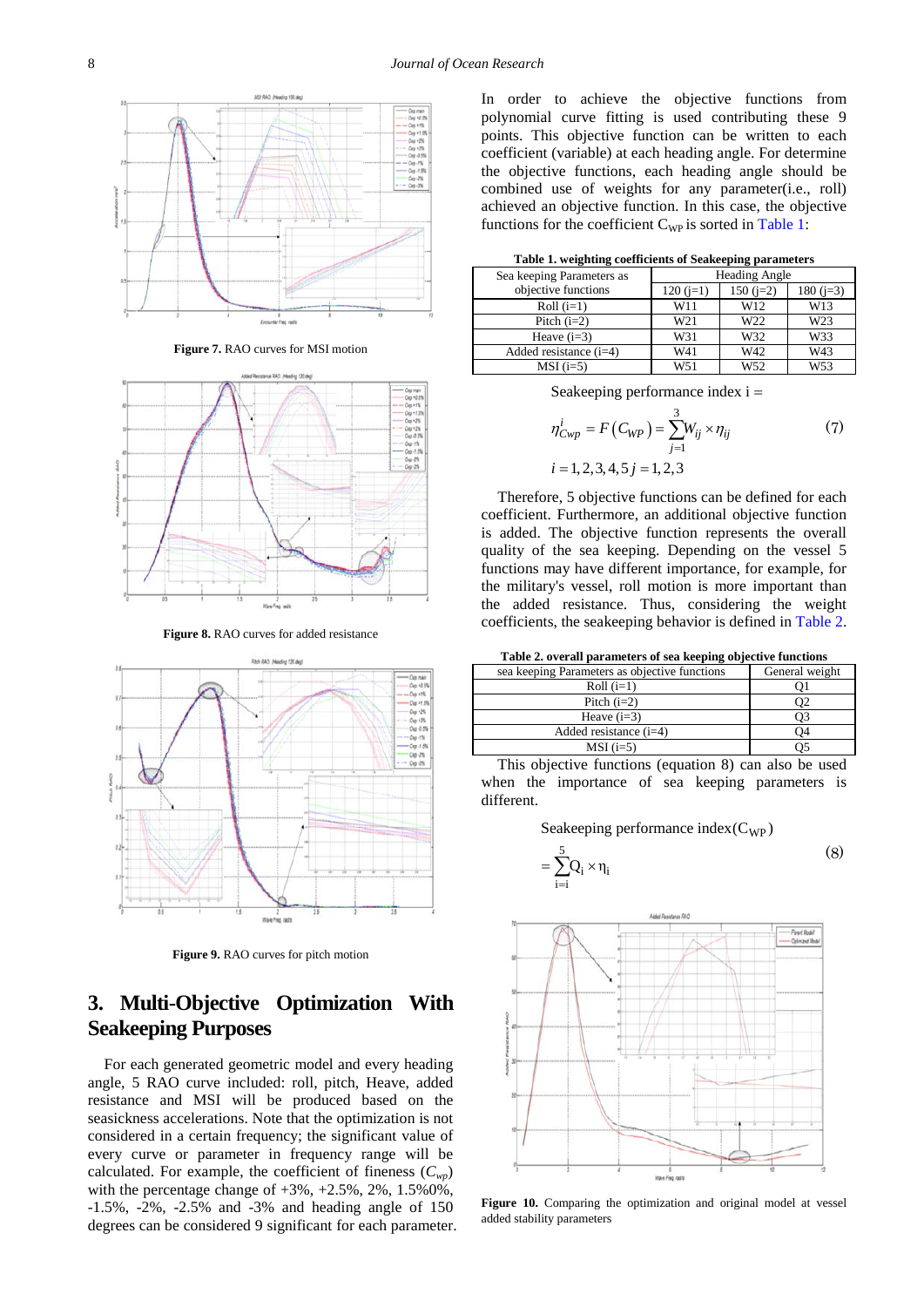Figure 7. RAO curves for MSI motion

Figure 8. RAO curves for added resistance

Figure 9. RAO curves for pitch motion

## 3. Multi-Objective Optimization With Seakeeping Purposes

For each generated geometric model and every heading angle, 5 RAO curve included: roll, pitch, Heave, added resistance and MSI will be produced based on the seasickness accelerations. Note that the optimization is not considered in a certain frequency; the significant value of every curve or parameter in frequency range will be calculated. For example, the coefficient of fineness ($C_{wp}$) with the percentage change of +3%, +2.5%, 2%, 1.5%0%, -1.5%, -2%, -2.5% and -3% and heading angle of 150 degrees can be considered 9 significant for each parameter.

In order to achieve the objective functions from polynomial curve fitting is used contributing these 9 points. This objective function can be written to each coefficient (variable) at each heading angle. For determine the objective functions, each heading angle should be combined use of weights for any parameter(i.e., roll) achieved an objective function. In this case, the objective functions for the coefficient $C_{WP}$ is sorted in Table 1:

**Table 1. weighting coefficients of Seakeeping parameters**

| Sea keeping Parameters as objective functions | Heading Angle | | |
|---|---|---|---|
| | 120 (j=1) | 150 (j=2) | 180 (j=3) |
| Roll (i=1) | W11 | W12 | W13 |
| Pitch (i=2) | W21 | W22 | W23 |
| Heave (i=3) | W31 | W32 | W33 |
| Added resistance (i=4) | W41 | W42 | W43 |
| MSI (i=5) | W51 | W52 | W53 |

Seakeeping performance index i =

$$\eta_{Cwp}^{i} = F\left(C_{WP}\right) = \sum_{j=1}^{3} W_{ij} \times \eta_{ij} \tag{7}$$

$i = 1,2,3,4,5 \; j = 1,2,3$

Therefore, 5 objective functions can be defined for each coefficient. Furthermore, an additional objective function is added. The objective function represents the overall quality of the sea keeping. Depending on the vessel 5 functions may have different importance, for example, for the military's vessel, roll motion is more important than the added resistance. Thus, considering the weight coefficients, the seakeeping behavior is defined in Table 2.

**Table 2. overall parameters of sea keeping objective functions**

| sea keeping Parameters as objective functions | General weight |
|---|---|
| Roll (i=1) | Q1 |
| Pitch (i=2) | Q2 |
| Heave (i=3) | Q3 |
| Added resistance (i=4) | Q4 |
| MSI (i=5) | Q5 |

This objective functions (equation 8) can also be used when the importance of sea keeping parameters is different.

Seakeeping performance index($C_{WP}$)

$$= \sum_{i=i}^{5} Q_i \times \eta_i \tag{8}$$

Figure 10. Comparing the optimization and original model at vessel added stability parameters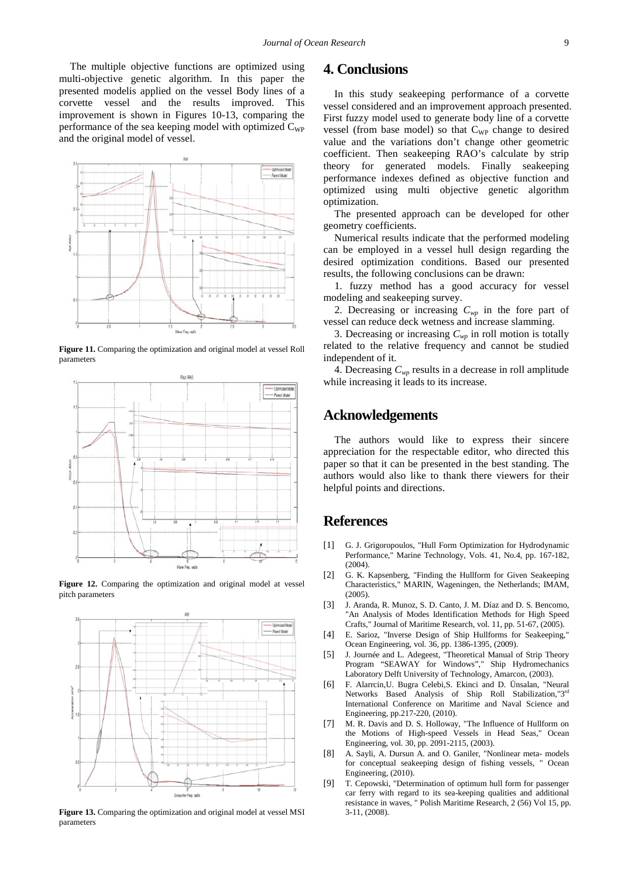The multiple objective functions are optimized using multi-objective genetic algorithm. In this paper the presented modelis applied on the vessel Body lines of a corvette vessel and the results improved. This improvement is shown in Figures 10-13, comparing the performance of the sea keeping model with optimized $C_{WP}$ and the original model of vessel.

**Figure 11.** Comparing the optimization and original model at vessel Roll parameters

**Figure 12.** Comparing the optimization and original model at vessel pitch parameters

**Figure 13.** Comparing the optimization and original model at vessel MSI parameters

## 4. Conclusions

In this study seakeeping performance of a corvette vessel considered and an improvement approach presented. First fuzzy model used to generate body line of a corvette vessel (from base model) so that $C_{WP}$ change to desired value and the variations don't change other geometric coefficient. Then seakeeping RAO's calculate by strip theory for generated models. Finally seakeeping performance indexes defined as objective function and optimized using multi objective genetic algorithm optimization.

The presented approach can be developed for other geometry coefficients.

Numerical results indicate that the performed modeling can be employed in a vessel hull design regarding the desired optimization conditions. Based our presented results, the following conclusions can be drawn:

1. fuzzy method has a good accuracy for vessel modeling and seakeeping survey.

2. Decreasing or increasing $C_{wp}$ in the fore part of vessel can reduce deck wetness and increase slamming.

3. Decreasing or increasing $C_{wp}$ in roll motion is totally related to the relative frequency and cannot be studied independent of it.

4. Decreasing $C_{wp}$ results in a decrease in roll amplitude while increasing it leads to its increase.

## Acknowledgements

The authors would like to express their sincere appreciation for the respectable editor, who directed this paper so that it can be presented in the best standing. The authors would also like to thank there viewers for their helpful points and directions.

## References

[1] G. J. Grigoropoulos, "Hull Form Optimization for Hydrodynamic Performance," Marine Technology, Vols. 41, No.4, pp. 167-182, (2004).

[2] G. K. Kapsenberg, "Finding the Hullform for Given Seakeeping Characteristics," MARIN, Wageningen, the Netherlands; IMAM, (2005).

[3] J. Aranda, R. Munoz, S. D. Canto, J. M. Díaz and D. S. Bencomo, "An Analysis of Modes Identification Methods for High Speed Crafts," Journal of Maritime Research, vol. 11, pp. 51-67, (2005).

[4] E. Sarioz, "Inverse Design of Ship Hullforms for Seakeeping," Ocean Engineering, vol. 36, pp. 1386-1395, (2009).

[5] J. Journée and L. Adegeest, "Theoretical Manual of Strip Theory Program "SEAWAY for Windows"," Ship Hydromechanics Laboratory Delft University of Technology, Amarcon, (2003).

[6] F. Alarrcin,U. Bugra Celebi,S. Ekinci and D. Ünsalan, "Neural Networks Based Analysis of Ship Roll Stabilization,"3rd International Conference on Maritime and Naval Science and Engineering, pp.217-220, (2010).

[7] M. R. Davis and D. S. Holloway, "The Influence of Hullform on the Motions of High-speed Vessels in Head Seas," Ocean Engineering, vol. 30, pp. 2091-2115, (2003).

[8] A. Sayli, A. Dursun A. and O. Ganiler, "Nonlinear meta- models for conceptual seakeeping design of fishing vessels, " Ocean Engineering, (2010).

[9] T. Cepowski, "Determination of optimum hull form for passenger car ferry with regard to its sea-keeping qualities and additional resistance in waves, " Polish Maritime Research, 2 (56) Vol 15, pp. 3-11, (2008).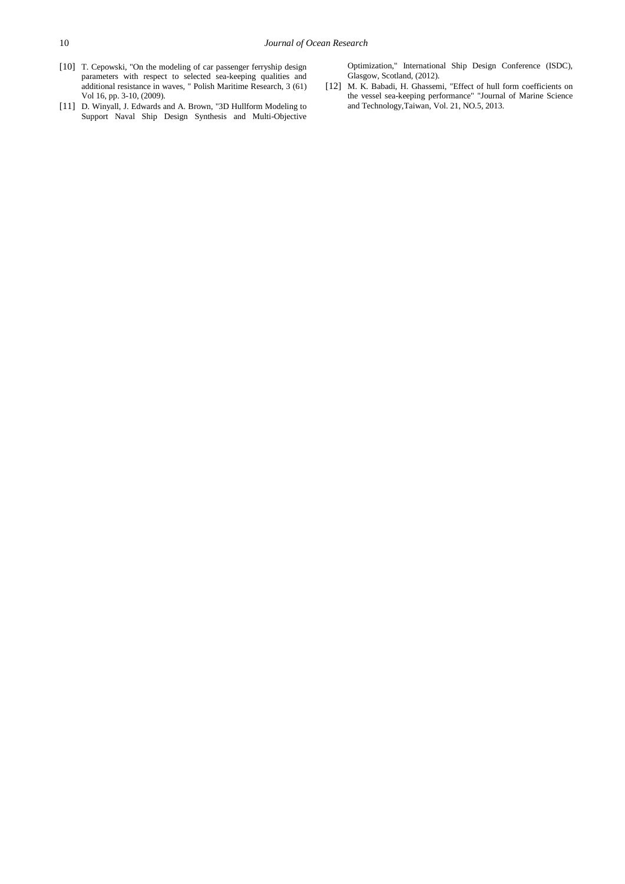[10] T. Cepowski, "On the modeling of car passenger ferryship design parameters with respect to selected sea-keeping qualities and additional resistance in waves, " Polish Maritime Research, 3 (61) Vol 16, pp. 3-10, (2009).

[11] D. Winyall, J. Edwards and A. Brown, "3D Hullform Modeling to Support Naval Ship Design Synthesis and Multi-Objective Optimization," International Ship Design Conference (ISDC), Glasgow, Scotland, (2012).

[12] M. K. Babadi, H. Ghassemi, "Effect of hull form coefficients on the vessel sea-keeping performance" "Journal of Marine Science and Technology,Taiwan, Vol. 21, NO.5, 2013.